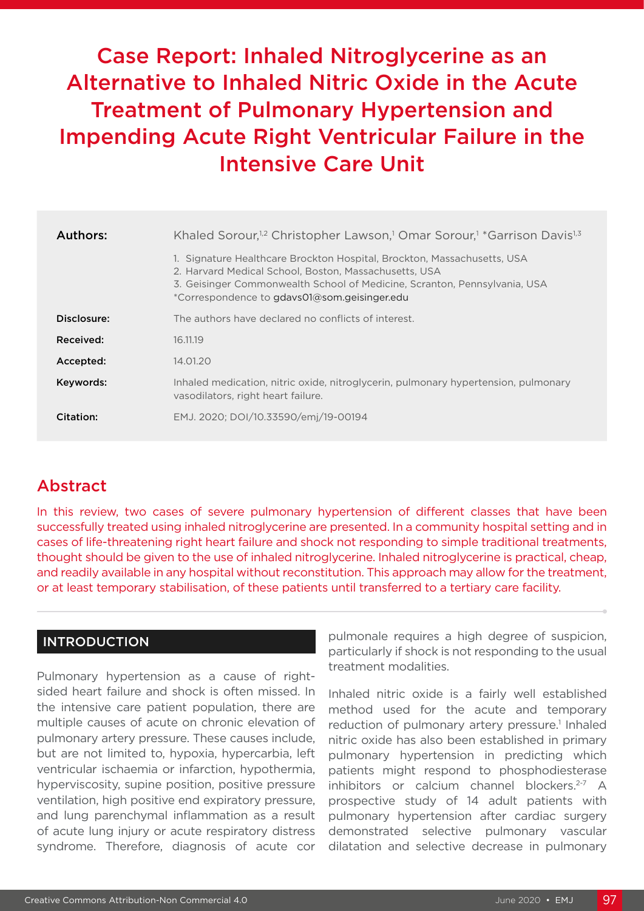# Case Report: Inhaled Nitroglycerine as an Alternative to Inhaled Nitric Oxide in the Acute Treatment of Pulmonary Hypertension and Impending Acute Right Ventricular Failure in the Intensive Care Unit

| | |
|---|---|
| **Authors:** | Khaled Sorour,[1,2] Christopher Lawson,[1] Omar Sorour,[1] *Garrison Davis[1,3]<br>1. Signature Healthcare Brockton Hospital, Brockton, Massachusetts, USA<br>2. Harvard Medical School, Boston, Massachusetts, USA<br>3. Geisinger Commonwealth School of Medicine, Scranton, Pennsylvania, USA<br>*Correspondence to gdavs01@som.geisinger.edu |
| **Disclosure:** | The authors have declared no conflicts of interest. |
| **Received:** | 16.11.19 |
| **Accepted:** | 14.01.20 |
| **Keywords:** | Inhaled medication, nitric oxide, nitroglycerin, pulmonary hypertension, pulmonary vasodilators, right heart failure. |
| **Citation:** | EMJ. 2020; DOI/10.33590/emj/19-00194 |

## Abstract

In this review, two cases of severe pulmonary hypertension of different classes that have been successfully treated using inhaled nitroglycerine are presented. In a community hospital setting and in cases of life-threatening right heart failure and shock not responding to simple traditional treatments, thought should be given to the use of inhaled nitroglycerine. Inhaled nitroglycerine is practical, cheap, and readily available in any hospital without reconstitution. This approach may allow for the treatment, or at least temporary stabilisation, of these patients until transferred to a tertiary care facility.

## INTRODUCTION

Pulmonary hypertension as a cause of right-sided heart failure and shock is often missed. In the intensive care patient population, there are multiple causes of acute on chronic elevation of pulmonary artery pressure. These causes include, but are not limited to, hypoxia, hypercarbia, left ventricular ischaemia or infarction, hypothermia, hyperviscosity, supine position, positive pressure ventilation, high positive end expiratory pressure, and lung parenchymal inflammation as a result of acute lung injury or acute respiratory distress syndrome. Therefore, diagnosis of acute cor pulmonale requires a high degree of suspicion, particularly if shock is not responding to the usual treatment modalities.

Inhaled nitric oxide is a fairly well established method used for the acute and temporary reduction of pulmonary artery pressure.[1] Inhaled nitric oxide has also been established in primary pulmonary hypertension in predicting which patients might respond to phosphodiesterase inhibitors or calcium channel blockers.[2-7] A prospective study of 14 adult patients with pulmonary hypertension after cardiac surgery demonstrated selective pulmonary vascular dilatation and selective decrease in pulmonary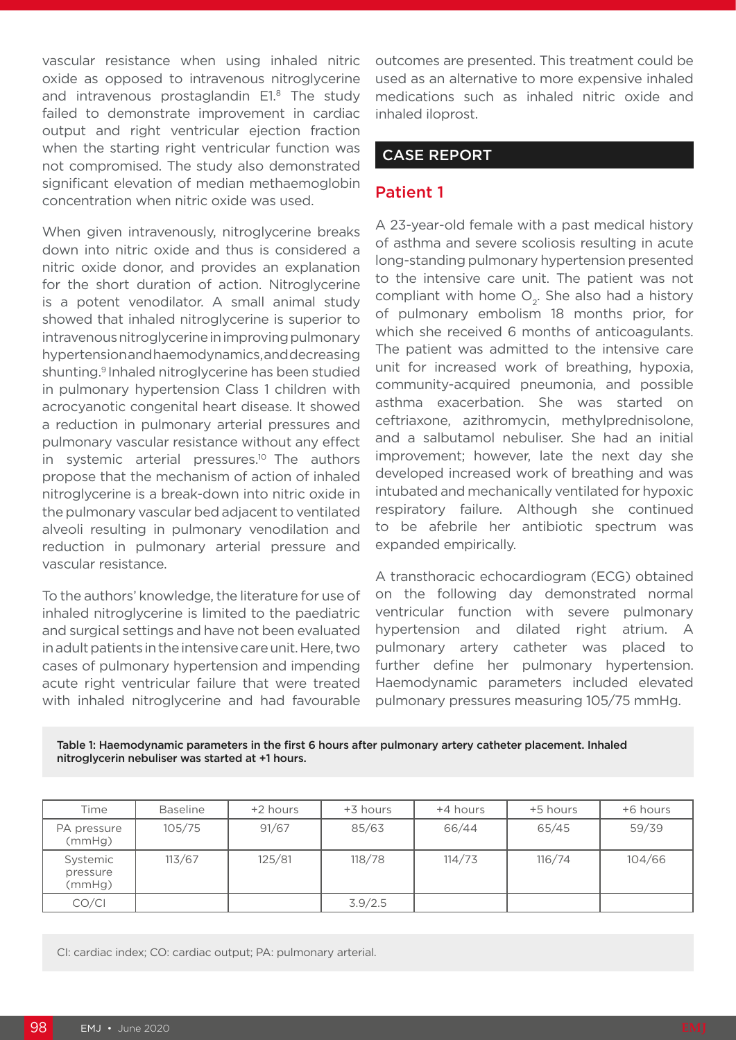vascular resistance when using inhaled nitric oxide as opposed to intravenous nitroglycerine and intravenous prostaglandin E1.[8] The study failed to demonstrate improvement in cardiac output and right ventricular ejection fraction when the starting right ventricular function was not compromised. The study also demonstrated significant elevation of median methaemoglobin concentration when nitric oxide was used.

When given intravenously, nitroglycerine breaks down into nitric oxide and thus is considered a nitric oxide donor, and provides an explanation for the short duration of action. Nitroglycerine is a potent venodilator. A small animal study showed that inhaled nitroglycerine is superior to intravenous nitroglycerine in improving pulmonary hypertension and haemodynamics, and decreasing shunting.[9] Inhaled nitroglycerine has been studied in pulmonary hypertension Class 1 children with acrocyanotic congenital heart disease. It showed a reduction in pulmonary arterial pressures and pulmonary vascular resistance without any effect in systemic arterial pressures.[10] The authors propose that the mechanism of action of inhaled nitroglycerine is a break-down into nitric oxide in the pulmonary vascular bed adjacent to ventilated alveoli resulting in pulmonary venodilation and reduction in pulmonary arterial pressure and vascular resistance.

To the authors' knowledge, the literature for use of inhaled nitroglycerine is limited to the paediatric and surgical settings and have not been evaluated in adult patients in the intensive care unit. Here, two cases of pulmonary hypertension and impending acute right ventricular failure that were treated with inhaled nitroglycerine and had favourable outcomes are presented. This treatment could be used as an alternative to more expensive inhaled medications such as inhaled nitric oxide and inhaled iloprost.

## CASE REPORT

### Patient 1

A 23-year-old female with a past medical history of asthma and severe scoliosis resulting in acute long-standing pulmonary hypertension presented to the intensive care unit. The patient was not compliant with home $O_2$. She also had a history of pulmonary embolism 18 months prior, for which she received 6 months of anticoagulants. The patient was admitted to the intensive care unit for increased work of breathing, hypoxia, community-acquired pneumonia, and possible asthma exacerbation. She was started on ceftriaxone, azithromycin, methylprednisolone, and a salbutamol nebuliser. She had an initial improvement; however, late the next day she developed increased work of breathing and was intubated and mechanically ventilated for hypoxic respiratory failure. Although she continued to be afebrile her antibiotic spectrum was expanded empirically.

A transthoracic echocardiogram (ECG) obtained on the following day demonstrated normal ventricular function with severe pulmonary hypertension and dilated right atrium. A pulmonary artery catheter was placed to further define her pulmonary hypertension. Haemodynamic parameters included elevated pulmonary pressures measuring 105/75 mmHg.

**Table 1: Haemodynamic parameters in the first 6 hours after pulmonary artery catheter placement. Inhaled nitroglycerin nebuliser was started at +1 hours.**

| Time | Baseline | +2 hours | +3 hours | +4 hours | +5 hours | +6 hours |
|---|---|---|---|---|---|---|
| PA pressure (mmHg) | 105/75 | 91/67 | 85/63 | 66/44 | 65/45 | 59/39 |
| Systemic pressure (mmHg) | 113/67 | 125/81 | 118/78 | 114/73 | 116/74 | 104/66 |
| CO/CI | | | 3.9/2.5 | | | |

CI: cardiac index; CO: cardiac output; PA: pulmonary arterial.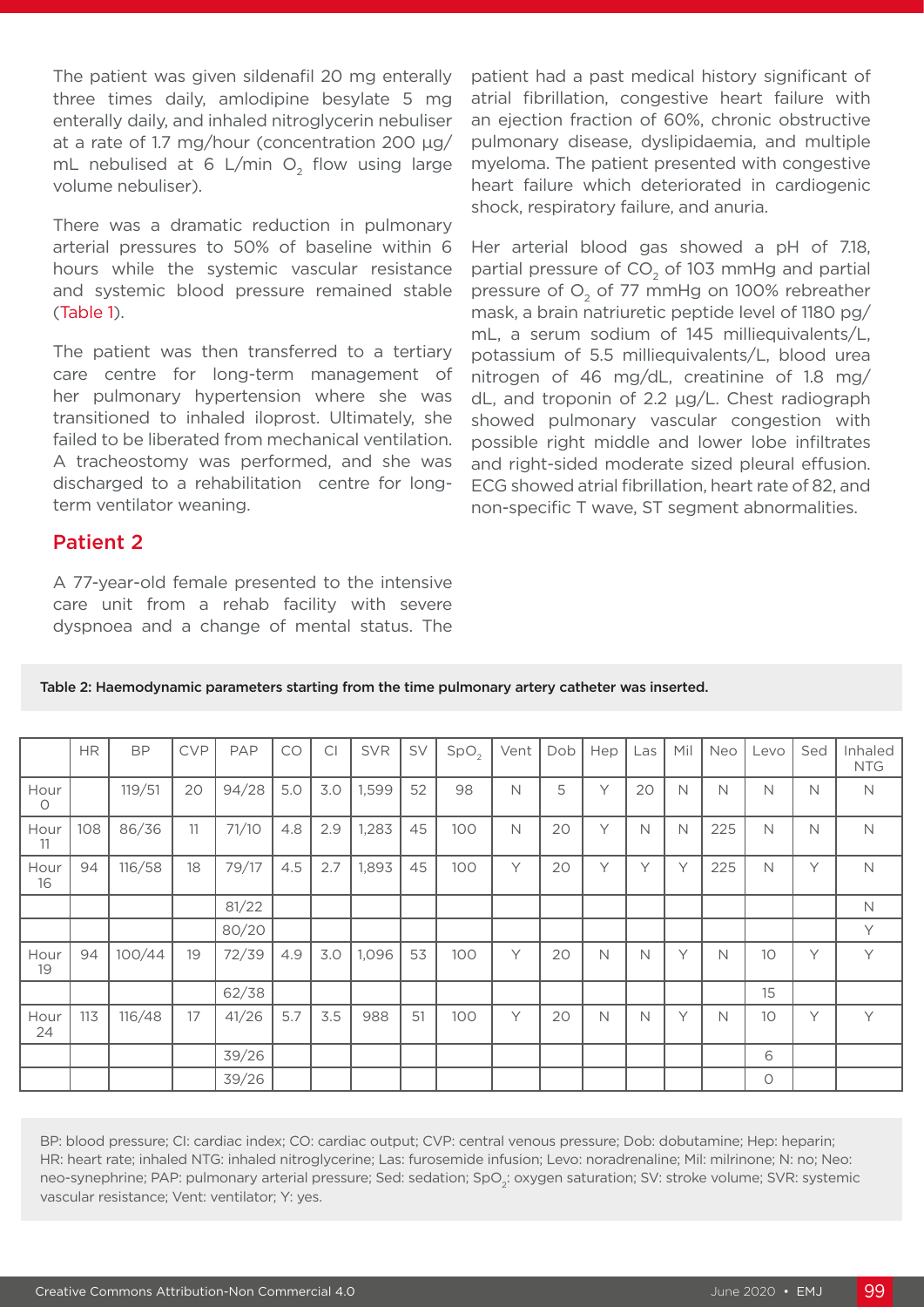The patient was given sildenafil 20 mg enterally three times daily, amlodipine besylate 5 mg enterally daily, and inhaled nitroglycerin nebuliser at a rate of 1.7 mg/hour (concentration 200 µg/mL nebulised at 6 L/min $O_2$ flow using large volume nebuliser).

There was a dramatic reduction in pulmonary arterial pressures to 50% of baseline within 6 hours while the systemic vascular resistance and systemic blood pressure remained stable (Table 1).

The patient was then transferred to a tertiary care centre for long-term management of her pulmonary hypertension where she was transitioned to inhaled iloprost. Ultimately, she failed to be liberated from mechanical ventilation. A tracheostomy was performed, and she was discharged to a rehabilitation centre for long-term ventilator weaning.

## Patient 2

A 77-year-old female presented to the intensive care unit from a rehab facility with severe dyspnoea and a change of mental status. The patient had a past medical history significant of atrial fibrillation, congestive heart failure with an ejection fraction of 60%, chronic obstructive pulmonary disease, dyslipidaemia, and multiple myeloma. The patient presented with congestive heart failure which deteriorated in cardiogenic shock, respiratory failure, and anuria.

Her arterial blood gas showed a pH of 7.18, partial pressure of $CO_2$ of 103 mmHg and partial pressure of $O_2$ of 77 mmHg on 100% rebreather mask, a brain natriuretic peptide level of 1180 pg/mL, a serum sodium of 145 milliequivalents/L, potassium of 5.5 milliequivalents/L, blood urea nitrogen of 46 mg/dL, creatinine of 1.8 mg/dL, and troponin of 2.2 µg/L. Chest radiograph showed pulmonary vascular congestion with possible right middle and lower lobe infiltrates and right-sided moderate sized pleural effusion. ECG showed atrial fibrillation, heart rate of 82, and non-specific T wave, ST segment abnormalities.

Table 2: Haemodynamic parameters starting from the time pulmonary artery catheter was inserted.

| | HR | BP | CVP | PAP | CO | CI | SVR | SV | $SpO_2$ | Vent | Dob | Hep | Las | Mil | Neo | Levo | Sed | Inhaled NTG |
|---|---|---|---|---|---|---|---|---|---|---|---|---|---|---|---|---|---|---|
| Hour 0 | | 119/51 | 20 | 94/28 | 5.0 | 3.0 | 1,599 | 52 | 98 | N | 5 | Y | 20 | N | N | N | N | N |
| Hour 11 | 108 | 86/36 | 11 | 71/10 | 4.8 | 2.9 | 1,283 | 45 | 100 | N | 20 | Y | N | N | 225 | N | N | N |
| Hour 16 | 94 | 116/58 | 18 | 79/17 | 4.5 | 2.7 | 1,893 | 45 | 100 | Y | 20 | Y | Y | Y | 225 | N | Y | N |
| | | | | 81/22 | | | | | | | | | | | | | | N |
| | | | | 80/20 | | | | | | | | | | | | | | Y |
| Hour 19 | 94 | 100/44 | 19 | 72/39 | 4.9 | 3.0 | 1,096 | 53 | 100 | Y | 20 | N | N | Y | N | 10 | Y | Y |
| | | | | 62/38 | | | | | | | | | | | | 15 | | |
| Hour 24 | 113 | 116/48 | 17 | 41/26 | 5.7 | 3.5 | 988 | 51 | 100 | Y | 20 | N | N | Y | N | 10 | Y | Y |
| | | | | 39/26 | | | | | | | | | | | | 6 | | |
| | | | | 39/26 | | | | | | | | | | | | 0 | | |

BP: blood pressure; CI: cardiac index; CO: cardiac output; CVP: central venous pressure; Dob: dobutamine; Hep: heparin; HR: heart rate; inhaled NTG: inhaled nitroglycerine; Las: furosemide infusion; Levo: noradrenaline; Mil: milrinone; N: no; Neo: neo-synephrine; PAP: pulmonary arterial pressure; Sed: sedation; $SpO_2$: oxygen saturation; SV: stroke volume; SVR: systemic vascular resistance; Vent: ventilator; Y: yes.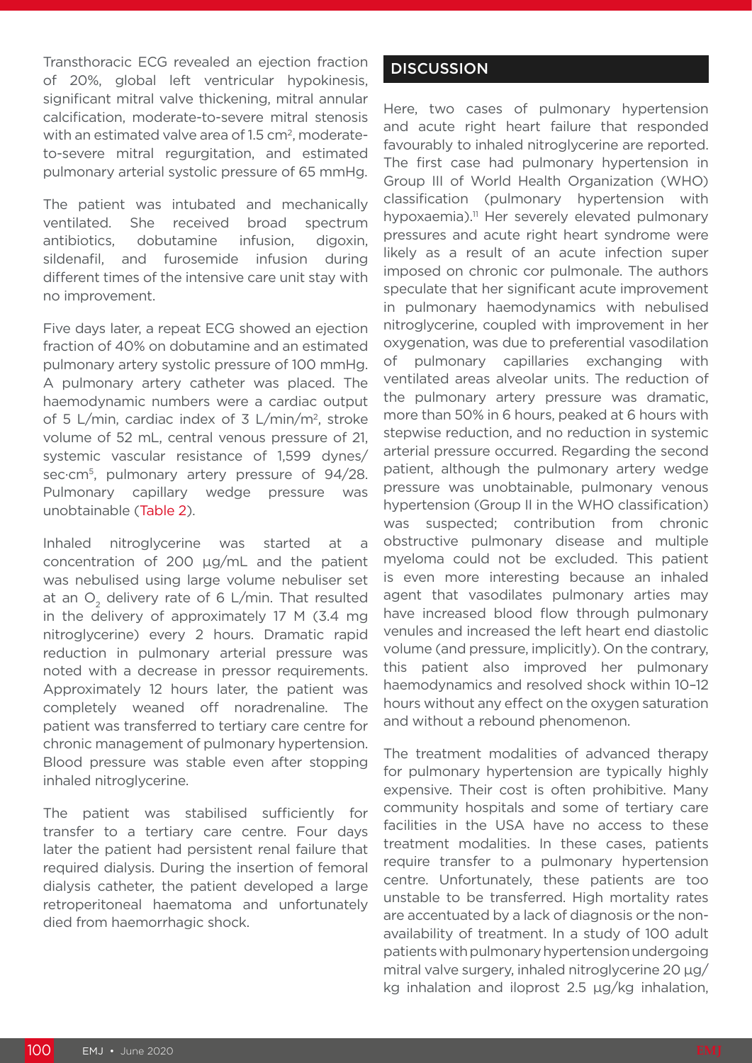Transthoracic ECG revealed an ejection fraction of 20%, global left ventricular hypokinesis, significant mitral valve thickening, mitral annular calcification, moderate-to-severe mitral stenosis with an estimated valve area of 1.5 cm$^2$, moderate-to-severe mitral regurgitation, and estimated pulmonary arterial systolic pressure of 65 mmHg.

The patient was intubated and mechanically ventilated. She received broad spectrum antibiotics, dobutamine infusion, digoxin, sildenafil, and furosemide infusion during different times of the intensive care unit stay with no improvement.

Five days later, a repeat ECG showed an ejection fraction of 40% on dobutamine and an estimated pulmonary artery systolic pressure of 100 mmHg. A pulmonary artery catheter was placed. The haemodynamic numbers were a cardiac output of 5 L/min, cardiac index of 3 L/min/m$^2$, stroke volume of 52 mL, central venous pressure of 21, systemic vascular resistance of 1,599 dynes/sec·cm$^5$, pulmonary artery pressure of 94/28. Pulmonary capillary wedge pressure was unobtainable (Table 2).

Inhaled nitroglycerine was started at a concentration of 200 µg/mL and the patient was nebulised using large volume nebuliser set at an $O_2$ delivery rate of 6 L/min. That resulted in the delivery of approximately 17 M (3.4 mg nitroglycerine) every 2 hours. Dramatic rapid reduction in pulmonary arterial pressure was noted with a decrease in pressor requirements. Approximately 12 hours later, the patient was completely weaned off noradrenaline. The patient was transferred to tertiary care centre for chronic management of pulmonary hypertension. Blood pressure was stable even after stopping inhaled nitroglycerine.

The patient was stabilised sufficiently for transfer to a tertiary care centre. Four days later the patient had persistent renal failure that required dialysis. During the insertion of femoral dialysis catheter, the patient developed a large retroperitoneal haematoma and unfortunately died from haemorrhagic shock.

## DISCUSSION

Here, two cases of pulmonary hypertension and acute right heart failure that responded favourably to inhaled nitroglycerine are reported. The first case had pulmonary hypertension in Group III of World Health Organization (WHO) classification (pulmonary hypertension with hypoxaemia).[11] Her severely elevated pulmonary pressures and acute right heart syndrome were likely as a result of an acute infection super imposed on chronic cor pulmonale. The authors speculate that her significant acute improvement in pulmonary haemodynamics with nebulised nitroglycerine, coupled with improvement in her oxygenation, was due to preferential vasodilation of pulmonary capillaries exchanging with ventilated areas alveolar units. The reduction of the pulmonary artery pressure was dramatic, more than 50% in 6 hours, peaked at 6 hours with stepwise reduction, and no reduction in systemic arterial pressure occurred. Regarding the second patient, although the pulmonary artery wedge pressure was unobtainable, pulmonary venous hypertension (Group II in the WHO classification) was suspected; contribution from chronic obstructive pulmonary disease and multiple myeloma could not be excluded. This patient is even more interesting because an inhaled agent that vasodilates pulmonary arties may have increased blood flow through pulmonary venules and increased the left heart end diastolic volume (and pressure, implicitly). On the contrary, this patient also improved her pulmonary haemodynamics and resolved shock within 10–12 hours without any effect on the oxygen saturation and without a rebound phenomenon.

The treatment modalities of advanced therapy for pulmonary hypertension are typically highly expensive. Their cost is often prohibitive. Many community hospitals and some of tertiary care facilities in the USA have no access to these treatment modalities. In these cases, patients require transfer to a pulmonary hypertension centre. Unfortunately, these patients are too unstable to be transferred. High mortality rates are accentuated by a lack of diagnosis or the non-availability of treatment. In a study of 100 adult patients with pulmonary hypertension undergoing mitral valve surgery, inhaled nitroglycerine 20 µg/kg inhalation and iloprost 2.5 µg/kg inhalation,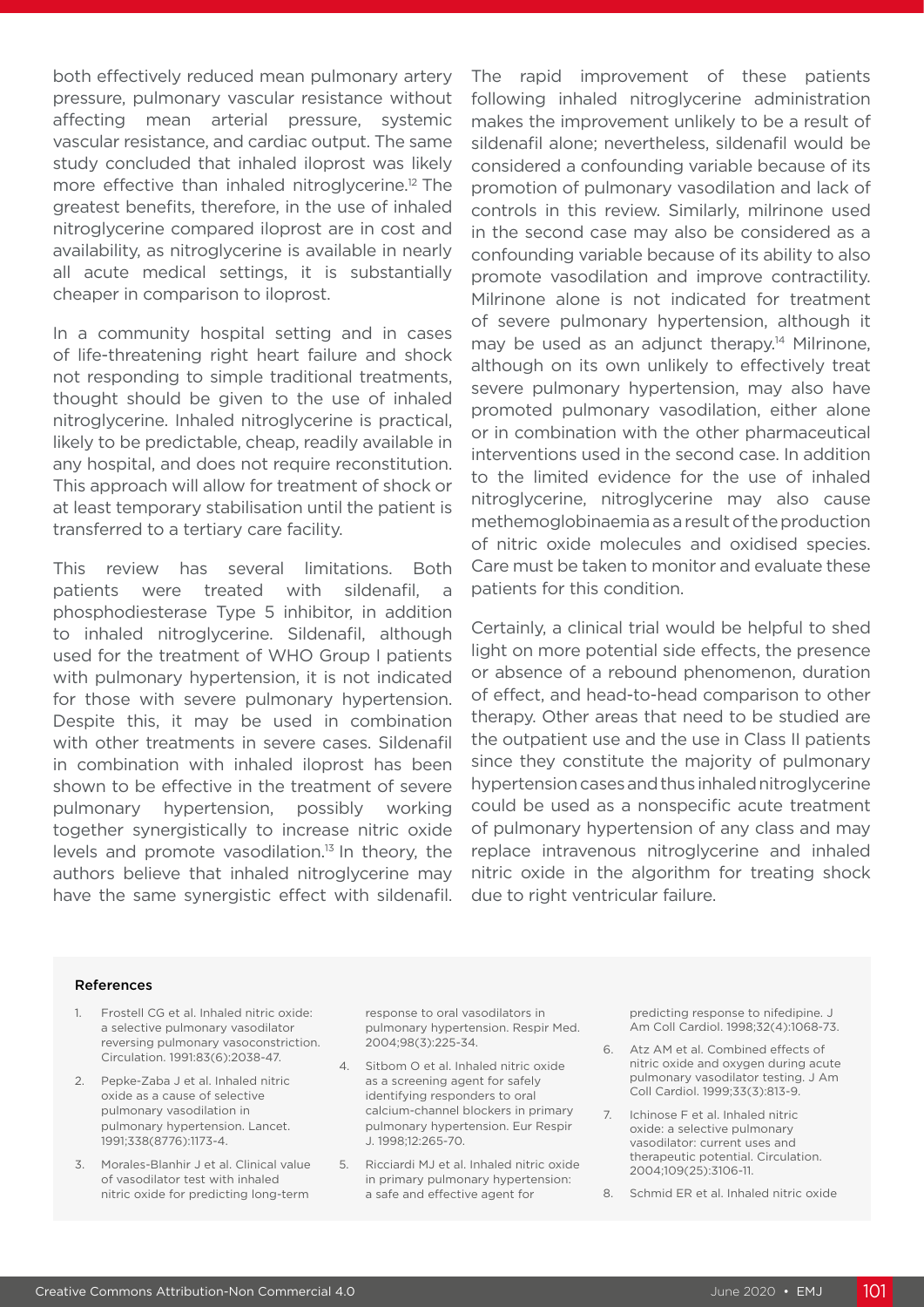both effectively reduced mean pulmonary artery pressure, pulmonary vascular resistance without affecting mean arterial pressure, systemic vascular resistance, and cardiac output. The same study concluded that inhaled iloprost was likely more effective than inhaled nitroglycerine.[12] The greatest benefits, therefore, in the use of inhaled nitroglycerine compared iloprost are in cost and availability, as nitroglycerine is available in nearly all acute medical settings, it is substantially cheaper in comparison to iloprost.

In a community hospital setting and in cases of life-threatening right heart failure and shock not responding to simple traditional treatments, thought should be given to the use of inhaled nitroglycerine. Inhaled nitroglycerine is practical, likely to be predictable, cheap, readily available in any hospital, and does not require reconstitution. This approach will allow for treatment of shock or at least temporary stabilisation until the patient is transferred to a tertiary care facility.

This review has several limitations. Both patients were treated with sildenafil, a phosphodiesterase Type 5 inhibitor, in addition to inhaled nitroglycerine. Sildenafil, although used for the treatment of WHO Group I patients with pulmonary hypertension, it is not indicated for those with severe pulmonary hypertension. Despite this, it may be used in combination with other treatments in severe cases. Sildenafil in combination with inhaled iloprost has been shown to be effective in the treatment of severe pulmonary hypertension, possibly working together synergistically to increase nitric oxide levels and promote vasodilation.[13] In theory, the authors believe that inhaled nitroglycerine may have the same synergistic effect with sildenafil. The rapid improvement of these patients following inhaled nitroglycerine administration makes the improvement unlikely to be a result of sildenafil alone; nevertheless, sildenafil would be considered a confounding variable because of its promotion of pulmonary vasodilation and lack of controls in this review. Similarly, milrinone used in the second case may also be considered as a confounding variable because of its ability to also promote vasodilation and improve contractility. Milrinone alone is not indicated for treatment of severe pulmonary hypertension, although it may be used as an adjunct therapy.[14] Milrinone, although on its own unlikely to effectively treat severe pulmonary hypertension, may also have promoted pulmonary vasodilation, either alone or in combination with the other pharmaceutical interventions used in the second case. In addition to the limited evidence for the use of inhaled nitroglycerine, nitroglycerine may also cause methemoglobinaemia as a result of the production of nitric oxide molecules and oxidised species. Care must be taken to monitor and evaluate these patients for this condition.

Certainly, a clinical trial would be helpful to shed light on more potential side effects, the presence or absence of a rebound phenomenon, duration of effect, and head-to-head comparison to other therapy. Other areas that need to be studied are the outpatient use and the use in Class II patients since they constitute the majority of pulmonary hypertension cases and thus inhaled nitroglycerine could be used as a nonspecific acute treatment of pulmonary hypertension of any class and may replace intravenous nitroglycerine and inhaled nitric oxide in the algorithm for treating shock due to right ventricular failure.

#### References

1. Frostell CG et al. Inhaled nitric oxide: a selective pulmonary vasodilator reversing pulmonary vasoconstriction. Circulation. 1991:83(6):2038-47.
2. Pepke-Zaba J et al. Inhaled nitric oxide as a cause of selective pulmonary vasodilation in pulmonary hypertension. Lancet. 1991;338(8776):1173-4.
3. Morales-Blanhir J et al. Clinical value of vasodilator test with inhaled nitric oxide for predicting long-term response to oral vasodilators in pulmonary hypertension. Respir Med. 2004;98(3):225-34.
4. Sitbom O et al. Inhaled nitric oxide as a screening agent for safely identifying responders to oral calcium-channel blockers in primary pulmonary hypertension. Eur Respir J. 1998;12:265-70.
5. Ricciardi MJ et al. Inhaled nitric oxide in primary pulmonary hypertension: a safe and effective agent for predicting response to nifedipine. J Am Coll Cardiol. 1998;32(4):1068-73.
6. Atz AM et al. Combined effects of nitric oxide and oxygen during acute pulmonary vasodilator testing. J Am Coll Cardiol. 1999;33(3):813-9.
7. Ichinose F et al. Inhaled nitric oxide: a selective pulmonary vasodilator: current uses and therapeutic potential. Circulation. 2004;109(25):3106-11.
8. Schmid ER et al. Inhaled nitric oxide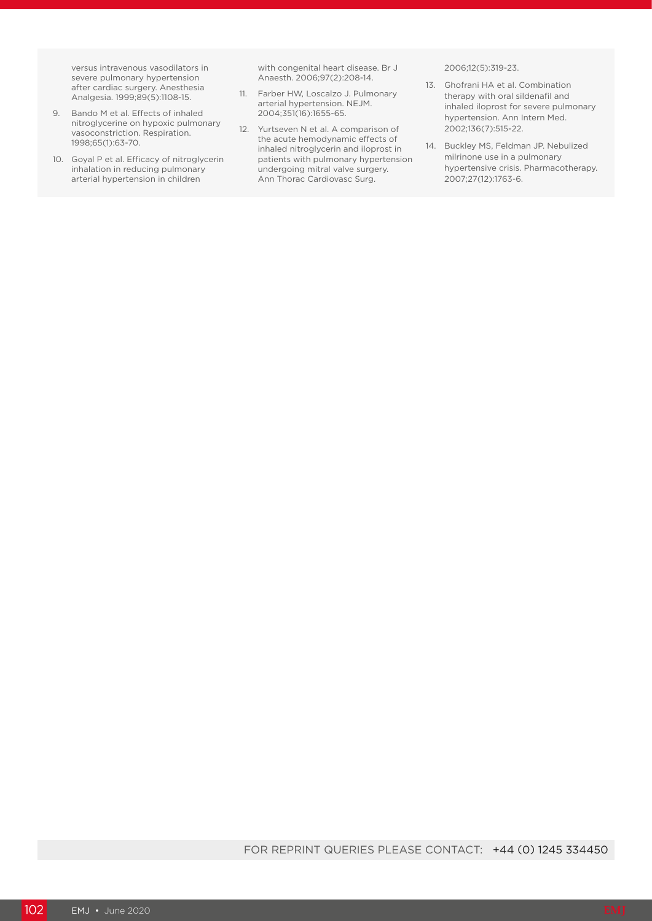versus intravenous vasodilators in severe pulmonary hypertension after cardiac surgery. Anesthesia Analgesia. 1999;89(5):1108-15.

9. Bando M et al. Effects of inhaled nitroglycerine on hypoxic pulmonary vasoconstriction. Respiration. 1998;65(1):63-70.

10. Goyal P et al. Efficacy of nitroglycerin inhalation in reducing pulmonary arterial hypertension in children with congenital heart disease. Br J Anaesth. 2006;97(2):208-14.

11. Farber HW, Loscalzo J. Pulmonary arterial hypertension. NEJM. 2004;351(16):1655-65.

12. Yurtseven N et al. A comparison of the acute hemodynamic effects of inhaled nitroglycerin and iloprost in patients with pulmonary hypertension undergoing mitral valve surgery. Ann Thorac Cardiovasc Surg. 2006;12(5):319-23.

13. Ghofrani HA et al. Combination therapy with oral sildenafil and inhaled iloprost for severe pulmonary hypertension. Ann Intern Med. 2002;136(7):515-22.

14. Buckley MS, Feldman JP. Nebulized milrinone use in a pulmonary hypertensive crisis. Pharmacotherapy. 2007;27(12):1763-6.

FOR REPRINT QUERIES PLEASE CONTACT: +44 (0) 1245 334450